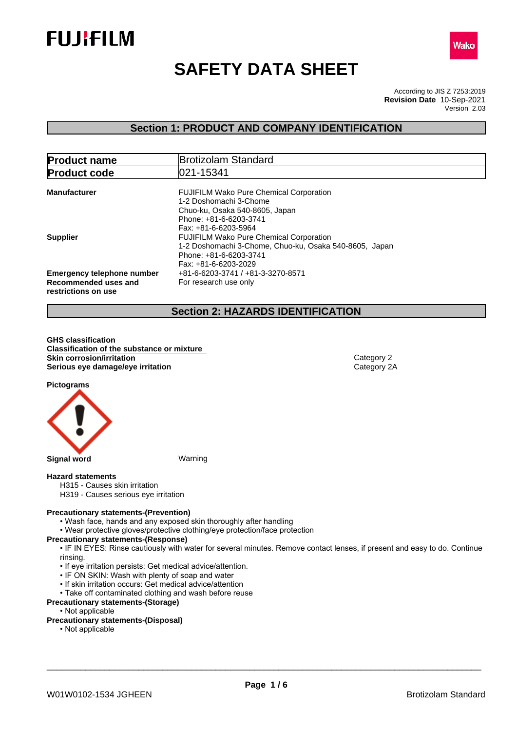FUJIFILM

Wako

# SAFETY DATA SHEET

According to JIS Z 7253:2019
**Revision Date** 10-Sep-2021
Version 2.03

## Section 1: PRODUCT AND COMPANY IDENTIFICATION

| **Product name** | Brotizolam Standard |
|---|---|
| **Product code** | 021-15341 |

**Manufacturer**
FUJIFILM Wako Pure Chemical Corporation
1-2 Doshomachi 3-Chome
Chuo-ku, Osaka 540-8605, Japan
Phone: +81-6-6203-3741
Fax: +81-6-6203-5964

**Supplier**
FUJIFILM Wako Pure Chemical Corporation
1-2 Doshomachi 3-Chome, Chuo-ku, Osaka 540-8605, Japan
Phone: +81-6-6203-3741
Fax: +81-6-6203-2029

**Emergency telephone number** +81-6-6203-3741 / +81-3-3270-8571

**Recommended uses and restrictions on use** For research use only

## Section 2: HAZARDS IDENTIFICATION

**GHS classification**

**Classification of the substance or mixture**

| | |
|---|---|
| **Skin corrosion/irritation** | Category 2 |
| **Serious eye damage/eye irritation** | Category 2A |

**Pictograms**

**Signal word** Warning

**Hazard statements**

H315 - Causes skin irritation
H319 - Causes serious eye irritation

**Precautionary statements-(Prevention)**

- Wash face, hands and any exposed skin thoroughly after handling
- Wear protective gloves/protective clothing/eye protection/face protection

**Precautionary statements-(Response)**

- IF IN EYES: Rinse cautiously with water for several minutes. Remove contact lenses, if present and easy to do. Continue rinsing.
- If eye irritation persists: Get medical advice/attention.
- IF ON SKIN: Wash with plenty of soap and water
- If skin irritation occurs: Get medical advice/attention
- Take off contaminated clothing and wash before reuse

**Precautionary statements-(Storage)**

- Not applicable

**Precautionary statements-(Disposal)**

- Not applicable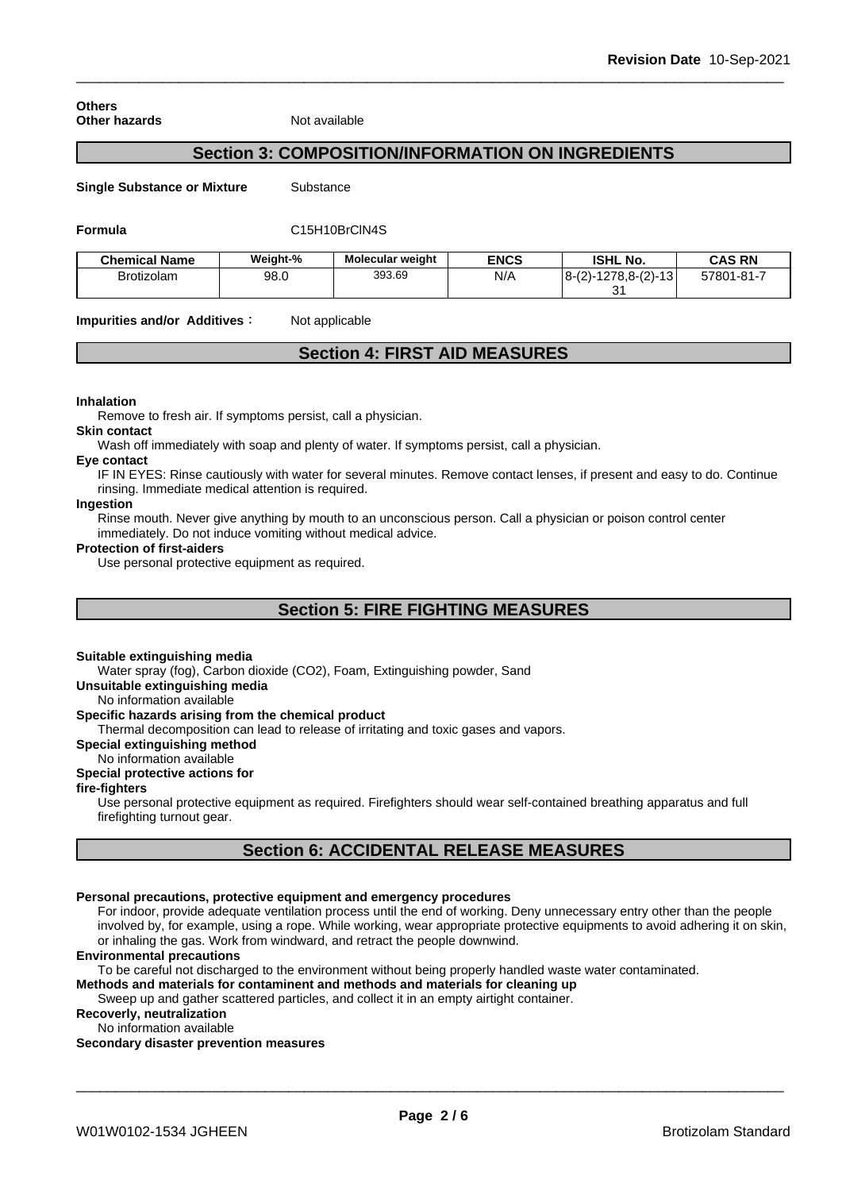**Others**

**Other hazards** Not available

## Section 3: COMPOSITION/INFORMATION ON INGREDIENTS

**Single Substance or Mixture** Substance

**Formula** $C_{15}H_{10}BrClN_4S$

| Chemical Name | Weight-% | Molecular weight | ENCS | ISHL No. | CAS RN |
|---|---|---|---|---|---|
| Brotizolam | 98.0 | 393.69 | N/A | 8-(2)-1278,8-(2)-1331 | 57801-81-7 |

**Impurities and/or Additives**： Not applicable

## Section 4: FIRST AID MEASURES

**Inhalation**

Remove to fresh air. If symptoms persist, call a physician.

**Skin contact**

Wash off immediately with soap and plenty of water. If symptoms persist, call a physician.

**Eye contact**

IF IN EYES: Rinse cautiously with water for several minutes. Remove contact lenses, if present and easy to do. Continue rinsing. Immediate medical attention is required.

**Ingestion**

Rinse mouth. Never give anything by mouth to an unconscious person. Call a physician or poison control center immediately. Do not induce vomiting without medical advice.

**Protection of first-aiders**

Use personal protective equipment as required.

## Section 5: FIRE FIGHTING MEASURES

**Suitable extinguishing media**

Water spray (fog), Carbon dioxide (CO2), Foam, Extinguishing powder, Sand

**Unsuitable extinguishing media**

No information available

**Specific hazards arising from the chemical product**

Thermal decomposition can lead to release of irritating and toxic gases and vapors.

**Special extinguishing method**

No information available

**Special protective actions for fire-fighters**

Use personal protective equipment as required. Firefighters should wear self-contained breathing apparatus and full firefighting turnout gear.

## Section 6: ACCIDENTAL RELEASE MEASURES

**Personal precautions, protective equipment and emergency procedures**

For indoor, provide adequate ventilation process until the end of working. Deny unnecessary entry other than the people involved by, for example, using a rope. While working, wear appropriate protective equipments to avoid adhering it on skin, or inhaling the gas. Work from windward, and retract the people downwind.

**Environmental precautions**

To be careful not discharged to the environment without being properly handled waste water contaminated.

**Methods and materials for contaminent and methods and materials for cleaning up**

Sweep up and gather scattered particles, and collect it in an empty airtight container.

**Recoverly, neutralization**

No information available

**Secondary disaster prevention measures**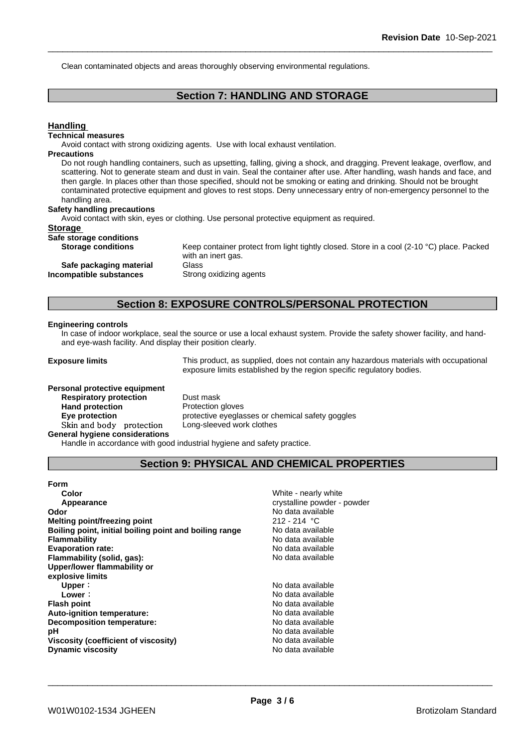Clean contaminated objects and areas thoroughly observing environmental regulations.

## Section 7: HANDLING AND STORAGE

### Handling

**Technical measures**

Avoid contact with strong oxidizing agents. Use with local exhaust ventilation.

**Precautions**

Do not rough handling containers, such as upsetting, falling, giving a shock, and dragging. Prevent leakage, overflow, and scattering. Not to generate steam and dust in vain. Seal the container after use. After handling, wash hands and face, and then gargle. In places other than those specified, should not be smoking or eating and drinking. Should not be brought contaminated protective equipment and gloves to rest stops. Deny unnecessary entry of non-emergency personnel to the handling area.

**Safety handling precautions**

Avoid contact with skin, eyes or clothing. Use personal protective equipment as required.

### Storage

**Safe storage conditions**

| | |
|---|---|
| **Storage conditions** | Keep container protect from light tightly closed. Store in a cool (2-10 °C) place. Packed with an inert gas. |
| **Safe packaging material** | Glass |
| **Incompatible substances** | Strong oxidizing agents |

## Section 8: EXPOSURE CONTROLS/PERSONAL PROTECTION

**Engineering controls**

In case of indoor workplace, seal the source or use a local exhaust system. Provide the safety shower facility, and hand- and eye-wash facility. And display their position clearly.

**Exposure limits** This product, as supplied, does not contain any hazardous materials with occupational exposure limits established by the region specific regulatory bodies.

**Personal protective equipment**

| | |
|---|---|
| **Respiratory protection** | Dust mask |
| **Hand protection** | Protection gloves |
| **Eye protection** | protective eyeglasses or chemical safety goggles |
| **Skin and body protection** | Long-sleeved work clothes |

**General hygiene considerations**

Handle in accordance with good industrial hygiene and safety practice.

## Section 9: PHYSICAL AND CHEMICAL PROPERTIES

| | |
|---|---|
| **Form** | |
| **Color** | White - nearly white |
| **Appearance** | crystalline powder - powder |
| **Odor** | No data available |
| **Melting point/freezing point** | 212 - 214 °C |
| **Boiling point, initial boiling point and boiling range** | No data available |
| **Flammability** | No data available |
| **Evaporation rate:** | No data available |
| **Flammability (solid, gas):** | No data available |
| **Upper/lower flammability or explosive limits** | |
| **Upper：** | No data available |
| **Lower：** | No data available |
| **Flash point** | No data available |
| **Auto-ignition temperature:** | No data available |
| **Decomposition temperature:** | No data available |
| **pH** | No data available |
| **Viscosity (coefficient of viscosity)** | No data available |
| **Dynamic viscosity** | No data available |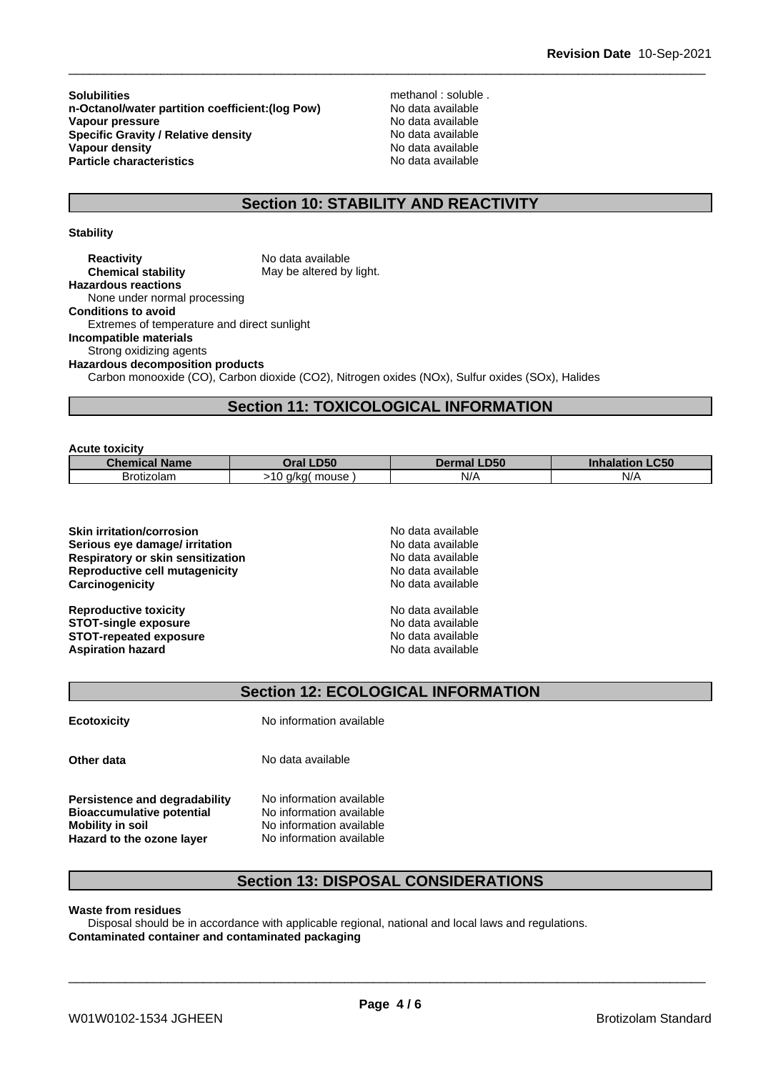**Solubilities** methanol : soluble .
**n-Octanol/water partition coefficient:(log Pow)** No data available
**Vapour pressure** No data available
**Specific Gravity / Relative density** No data available
**Vapour density** No data available
**Particle characteristics** No data available

## Section 10: STABILITY AND REACTIVITY

**Stability**

**Reactivity** No data available
**Chemical stability** May be altered by light.

**Hazardous reactions**
None under normal processing

**Conditions to avoid**
Extremes of temperature and direct sunlight

**Incompatible materials**
Strong oxidizing agents

**Hazardous decomposition products**
Carbon monooxide (CO), Carbon dioxide ($CO_2$), Nitrogen oxides ($NO_x$), Sulfur oxides ($SO_x$), Halides

## Section 11: TOXICOLOGICAL INFORMATION

**Acute toxicity**

| Chemical Name | Oral LD50 | Dermal LD50 | Inhalation LC50 |
|---|---|---|---|
| Brotizolam | >10 g/kg( mouse ) | N/A | N/A |

**Skin irritation/corrosion** No data available
**Serious eye damage/ irritation** No data available
**Respiratory or skin sensitization** No data available
**Reproductive cell mutagenicity** No data available
**Carcinogenicity** No data available

**Reproductive toxicity** No data available
**STOT-single exposure** No data available
**STOT-repeated exposure** No data available
**Aspiration hazard** No data available

## Section 12: ECOLOGICAL INFORMATION

**Ecotoxicity** No information available

**Other data** No data available

**Persistence and degradability** No information available
**Bioaccumulative potential** No information available
**Mobility in soil** No information available
**Hazard to the ozone layer** No information available

## Section 13: DISPOSAL CONSIDERATIONS

**Waste from residues**
Disposal should be in accordance with applicable regional, national and local laws and regulations.

**Contaminated container and contaminated packaging**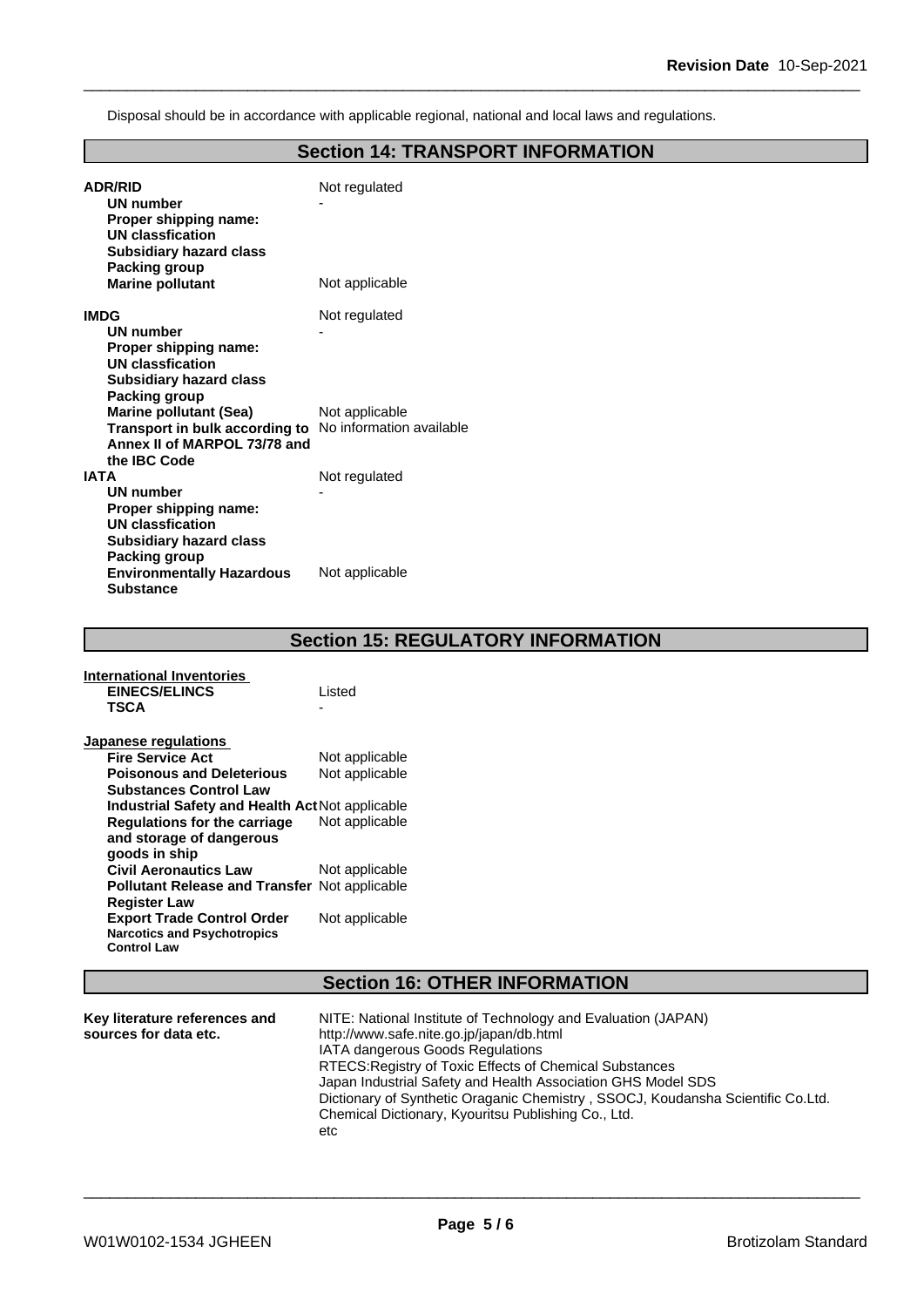Disposal should be in accordance with applicable regional, national and local laws and regulations.

## Section 14: TRANSPORT INFORMATION

| | |
|---|---|
| **ADR/RID** | Not regulated |
| **UN number** | - |
| **Proper shipping name:** | |
| **UN classfication** | |
| **Subsidiary hazard class** | |
| **Packing group** | |
| **Marine pollutant** | Not applicable |

| | |
|---|---|
| **IMDG** | Not regulated |
| **UN number** | - |
| **Proper shipping name:** | |
| **UN classfication** | |
| **Subsidiary hazard class** | |
| **Packing group** | |
| **Marine pollutant (Sea)** | Not applicable |
| **Transport in bulk according to Annex II of MARPOL 73/78 and the IBC Code** | No information available |

| | |
|---|---|
| **IATA** | Not regulated |
| **UN number** | - |
| **Proper shipping name:** | |
| **UN classfication** | |
| **Subsidiary hazard class** | |
| **Packing group** | |
| **Environmentally Hazardous Substance** | Not applicable |

## Section 15: REGULATORY INFORMATION

**International Inventories**

| | |
|---|---|
| **EINECS/ELINCS** | Listed |
| **TSCA** | - |

**Japanese regulations**

| | |
|---|---|
| **Fire Service Act** | Not applicable |
| **Poisonous and Deleterious Substances Control Law** | Not applicable |
| **Industrial Safety and Health Act** | Not applicable |
| **Regulations for the carriage and storage of dangerous goods in ship** | Not applicable |
| **Civil Aeronautics Law** | Not applicable |
| **Pollutant Release and Transfer Register Law** | Not applicable |
| **Export Trade Control Order** | Not applicable |
| **Narcotics and Psychotropics Control Law** | |

## Section 16: OTHER INFORMATION

**Key literature references and sources for data etc.**

NITE: National Institute of Technology and Evaluation (JAPAN)
http://www.safe.nite.go.jp/japan/db.html
IATA dangerous Goods Regulations
RTECS:Registry of Toxic Effects of Chemical Substances
Japan Industrial Safety and Health Association GHS Model SDS
Dictionary of Synthetic Oraganic Chemistry , SSOCJ, Koudansha Scientific Co.Ltd.
Chemical Dictionary, Kyouritsu Publishing Co., Ltd.
etc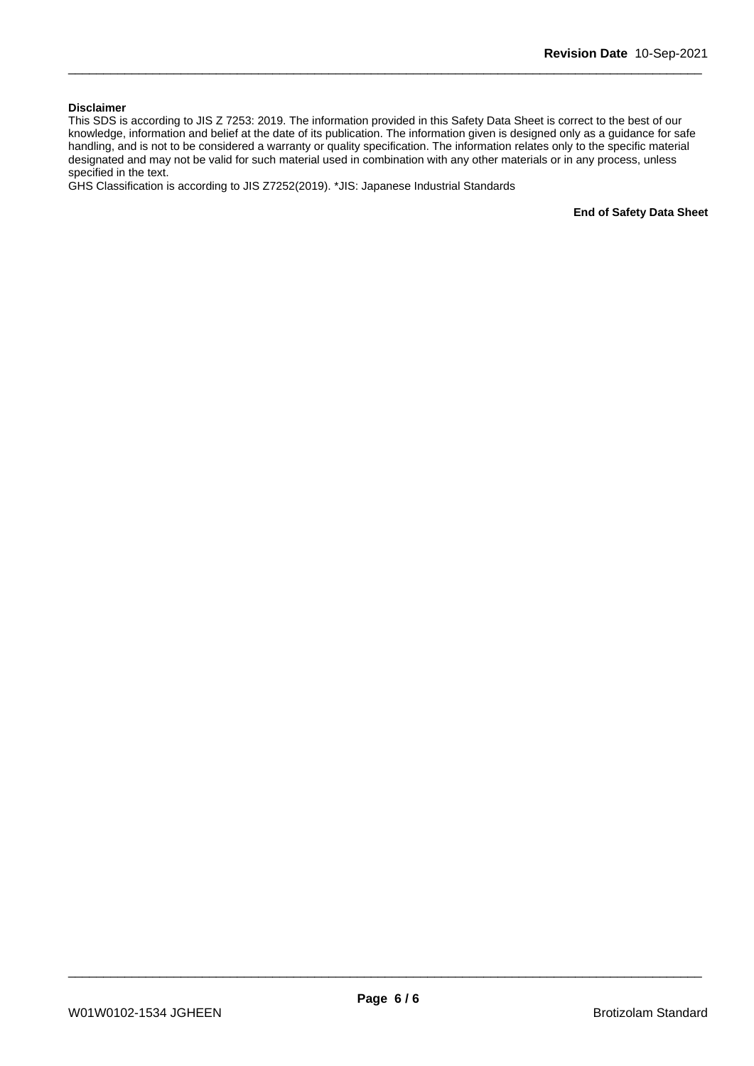**Disclaimer**

This SDS is according to JIS Z 7253: 2019. The information provided in this Safety Data Sheet is correct to the best of our knowledge, information and belief at the date of its publication. The information given is designed only as a guidance for safe handling, and is not to be considered a warranty or quality specification. The information relates only to the specific material designated and may not be valid for such material used in combination with any other materials or in any process, unless specified in the text.

GHS Classification is according to JIS Z7252(2019). *JIS: Japanese Industrial Standards

**End of Safety Data Sheet**